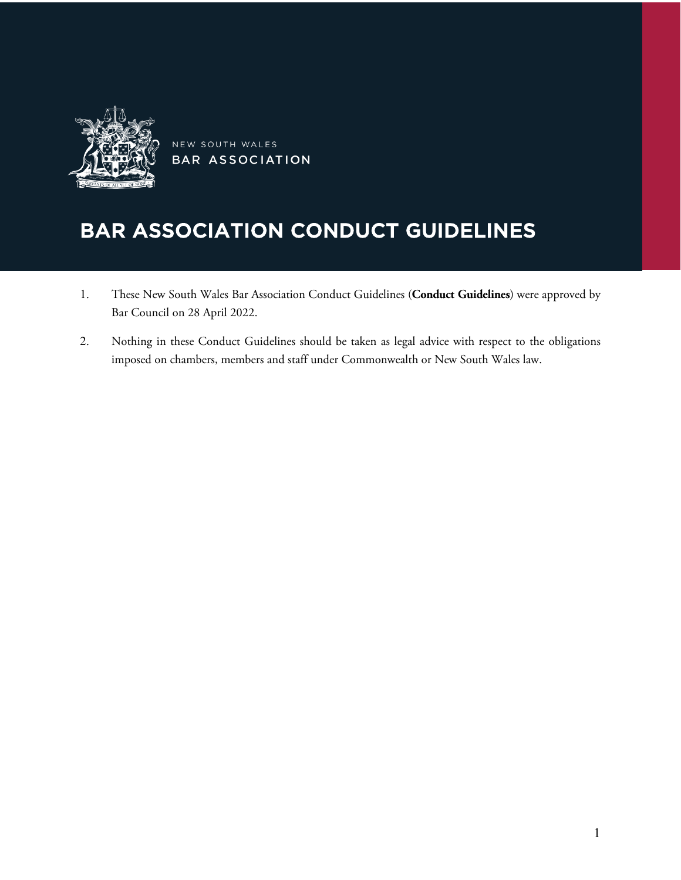NEW SOUTH WALES
BAR ASSOCIATION

# BAR ASSOCIATION CONDUCT GUIDELINES

1. These New South Wales Bar Association Conduct Guidelines (**Conduct Guidelines**) were approved by Bar Council on 28 April 2022.

2. Nothing in these Conduct Guidelines should be taken as legal advice with respect to the obligations imposed on chambers, members and staff under Commonwealth or New South Wales law.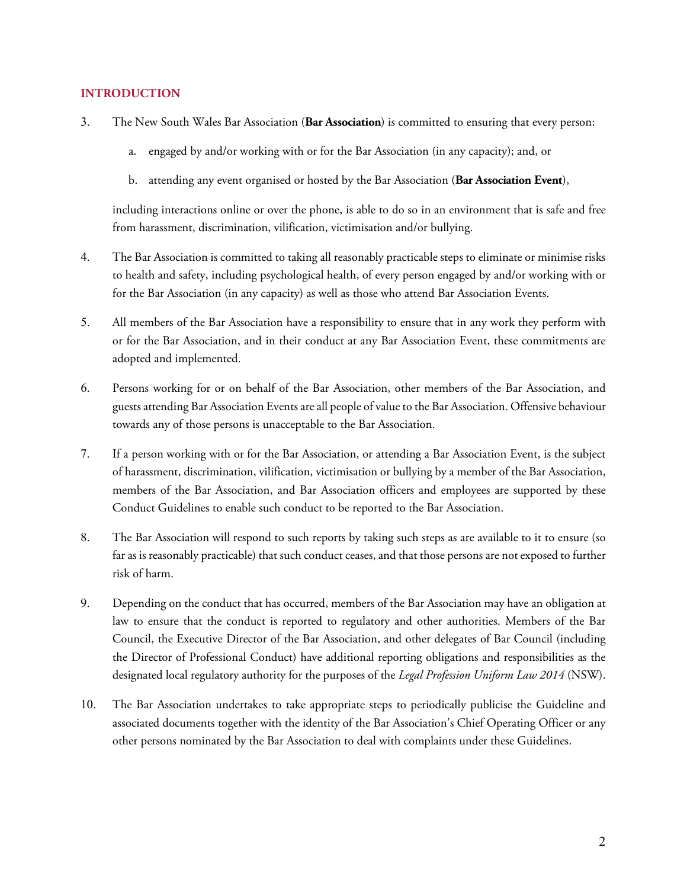## INTRODUCTION

3. The New South Wales Bar Association (**Bar Association**) is committed to ensuring that every person:

   a. engaged by and/or working with or for the Bar Association (in any capacity); and, or

   b. attending any event organised or hosted by the Bar Association (**Bar Association Event**),

   including interactions online or over the phone, is able to do so in an environment that is safe and free from harassment, discrimination, vilification, victimisation and/or bullying.

4. The Bar Association is committed to taking all reasonably practicable steps to eliminate or minimise risks to health and safety, including psychological health, of every person engaged by and/or working with or for the Bar Association (in any capacity) as well as those who attend Bar Association Events.

5. All members of the Bar Association have a responsibility to ensure that in any work they perform with or for the Bar Association, and in their conduct at any Bar Association Event, these commitments are adopted and implemented.

6. Persons working for or on behalf of the Bar Association, other members of the Bar Association, and guests attending Bar Association Events are all people of value to the Bar Association. Offensive behaviour towards any of those persons is unacceptable to the Bar Association.

7. If a person working with or for the Bar Association, or attending a Bar Association Event, is the subject of harassment, discrimination, vilification, victimisation or bullying by a member of the Bar Association, members of the Bar Association, and Bar Association officers and employees are supported by these Conduct Guidelines to enable such conduct to be reported to the Bar Association.

8. The Bar Association will respond to such reports by taking such steps as are available to it to ensure (so far as is reasonably practicable) that such conduct ceases, and that those persons are not exposed to further risk of harm.

9. Depending on the conduct that has occurred, members of the Bar Association may have an obligation at law to ensure that the conduct is reported to regulatory and other authorities. Members of the Bar Council, the Executive Director of the Bar Association, and other delegates of Bar Council (including the Director of Professional Conduct) have additional reporting obligations and responsibilities as the designated local regulatory authority for the purposes of the *Legal Profession Uniform Law 2014* (NSW).

10. The Bar Association undertakes to take appropriate steps to periodically publicise the Guideline and associated documents together with the identity of the Bar Association's Chief Operating Officer or any other persons nominated by the Bar Association to deal with complaints under these Guidelines.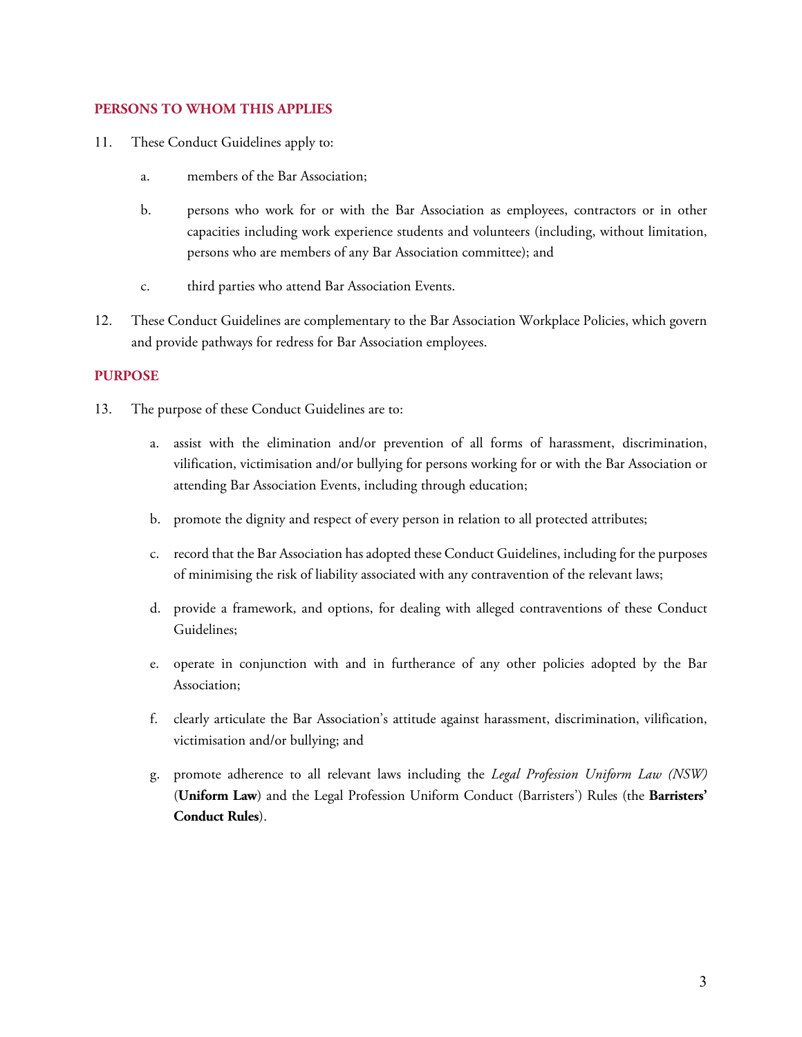## PERSONS TO WHOM THIS APPLIES

11. These Conduct Guidelines apply to:

    a. members of the Bar Association;

    b. persons who work for or with the Bar Association as employees, contractors or in other capacities including work experience students and volunteers (including, without limitation, persons who are members of any Bar Association committee); and

    c. third parties who attend Bar Association Events.

12. These Conduct Guidelines are complementary to the Bar Association Workplace Policies, which govern and provide pathways for redress for Bar Association employees.

## PURPOSE

13. The purpose of these Conduct Guidelines are to:

    a. assist with the elimination and/or prevention of all forms of harassment, discrimination, vilification, victimisation and/or bullying for persons working for or with the Bar Association or attending Bar Association Events, including through education;

    b. promote the dignity and respect of every person in relation to all protected attributes;

    c. record that the Bar Association has adopted these Conduct Guidelines, including for the purposes of minimising the risk of liability associated with any contravention of the relevant laws;

    d. provide a framework, and options, for dealing with alleged contraventions of these Conduct Guidelines;

    e. operate in conjunction with and in furtherance of any other policies adopted by the Bar Association;

    f. clearly articulate the Bar Association's attitude against harassment, discrimination, vilification, victimisation and/or bullying; and

    g. promote adherence to all relevant laws including the *Legal Profession Uniform Law (NSW)* (**Uniform Law**) and the Legal Profession Uniform Conduct (Barristers') Rules (the **Barristers' Conduct Rules**).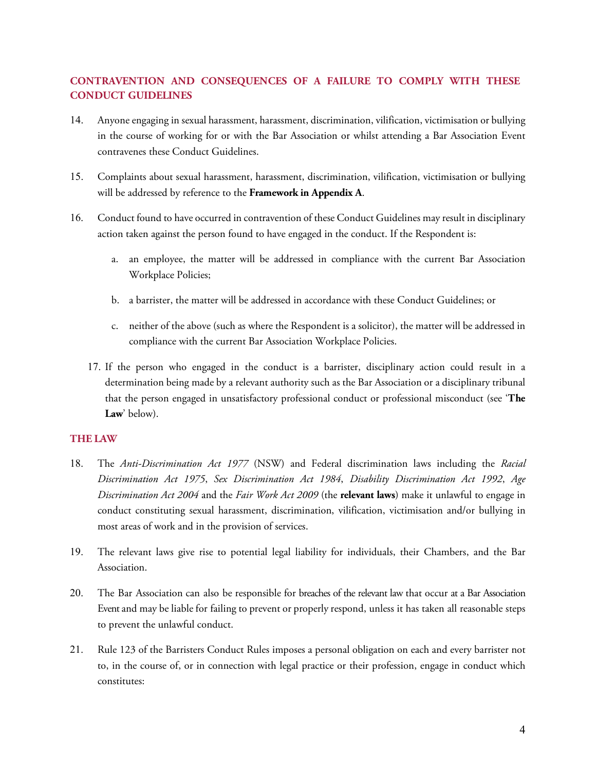## CONTRAVENTION AND CONSEQUENCES OF A FAILURE TO COMPLY WITH THESE CONDUCT GUIDELINES

14. Anyone engaging in sexual harassment, harassment, discrimination, vilification, victimisation or bullying in the course of working for or with the Bar Association or whilst attending a Bar Association Event contravenes these Conduct Guidelines.

15. Complaints about sexual harassment, harassment, discrimination, vilification, victimisation or bullying will be addressed by reference to the **Framework in Appendix A**.

16. Conduct found to have occurred in contravention of these Conduct Guidelines may result in disciplinary action taken against the person found to have engaged in the conduct. If the Respondent is:

    a. an employee, the matter will be addressed in compliance with the current Bar Association Workplace Policies;

    b. a barrister, the matter will be addressed in accordance with these Conduct Guidelines; or

    c. neither of the above (such as where the Respondent is a solicitor), the matter will be addressed in compliance with the current Bar Association Workplace Policies.

17. If the person who engaged in the conduct is a barrister, disciplinary action could result in a determination being made by a relevant authority such as the Bar Association or a disciplinary tribunal that the person engaged in unsatisfactory professional conduct or professional misconduct (see '**The Law**' below).

## THE LAW

18. The *Anti-Discrimination Act 1977* (NSW) and Federal discrimination laws including the *Racial Discrimination Act 1975*, *Sex Discrimination Act 1984*, *Disability Discrimination Act 1992*, *Age Discrimination Act 2004* and the *Fair Work Act 2009* (the **relevant laws**) make it unlawful to engage in conduct constituting sexual harassment, discrimination, vilification, victimisation and/or bullying in most areas of work and in the provision of services.

19. The relevant laws give rise to potential legal liability for individuals, their Chambers, and the Bar Association.

20. The Bar Association can also be responsible for breaches of the relevant law that occur at a Bar Association Event and may be liable for failing to prevent or properly respond, unless it has taken all reasonable steps to prevent the unlawful conduct.

21. Rule 123 of the Barristers Conduct Rules imposes a personal obligation on each and every barrister not to, in the course of, or in connection with legal practice or their profession, engage in conduct which constitutes: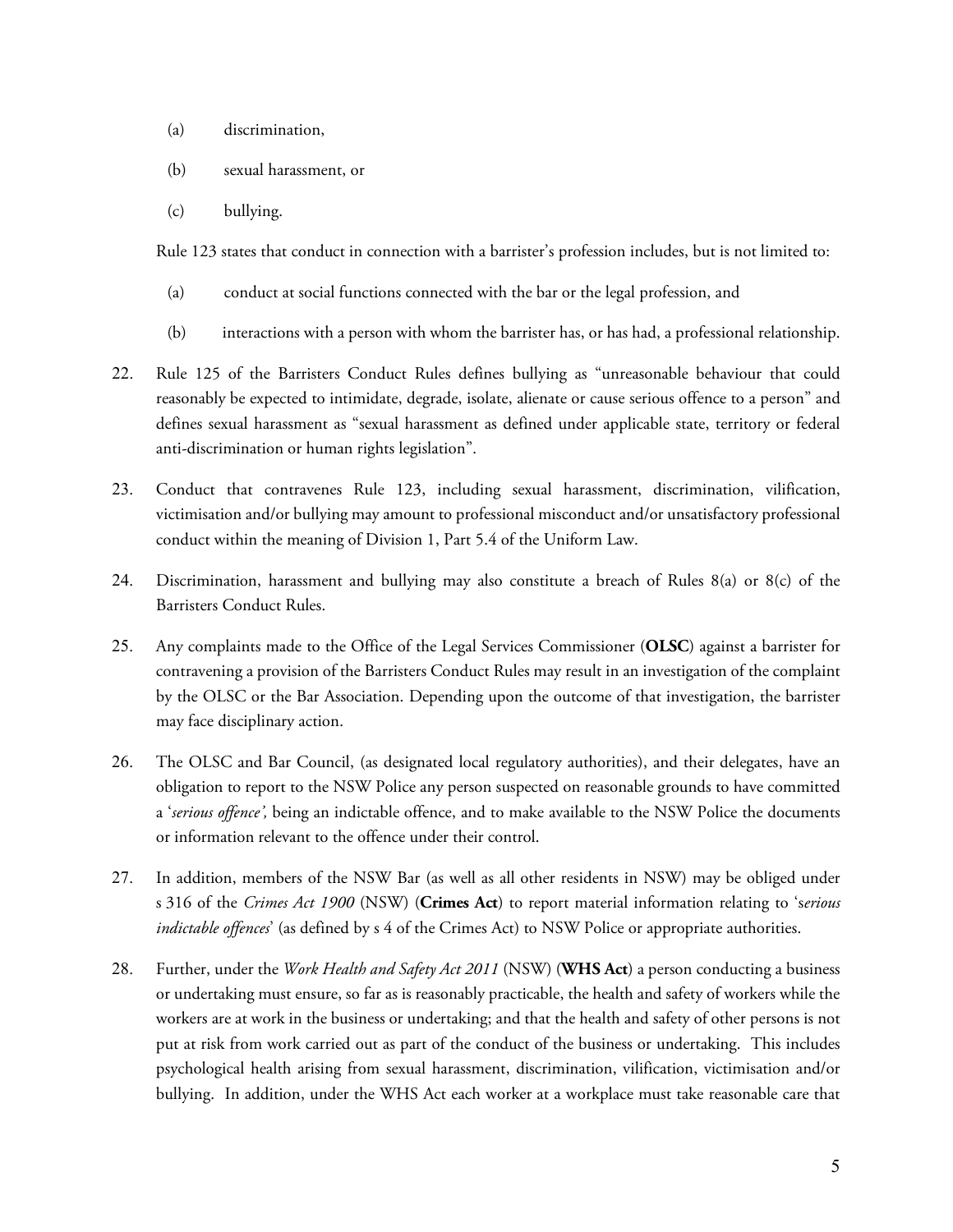(a) discrimination,

(b) sexual harassment, or

(c) bullying.

Rule 123 states that conduct in connection with a barrister's profession includes, but is not limited to:

(a) conduct at social functions connected with the bar or the legal profession, and

(b) interactions with a person with whom the barrister has, or has had, a professional relationship.

22. Rule 125 of the Barristers Conduct Rules defines bullying as "unreasonable behaviour that could reasonably be expected to intimidate, degrade, isolate, alienate or cause serious offence to a person" and defines sexual harassment as "sexual harassment as defined under applicable state, territory or federal anti-discrimination or human rights legislation".

23. Conduct that contravenes Rule 123, including sexual harassment, discrimination, vilification, victimisation and/or bullying may amount to professional misconduct and/or unsatisfactory professional conduct within the meaning of Division 1, Part 5.4 of the Uniform Law.

24. Discrimination, harassment and bullying may also constitute a breach of Rules 8(a) or 8(c) of the Barristers Conduct Rules.

25. Any complaints made to the Office of the Legal Services Commissioner (**OLSC**) against a barrister for contravening a provision of the Barristers Conduct Rules may result in an investigation of the complaint by the OLSC or the Bar Association. Depending upon the outcome of that investigation, the barrister may face disciplinary action.

26. The OLSC and Bar Council, (as designated local regulatory authorities), and their delegates, have an obligation to report to the NSW Police any person suspected on reasonable grounds to have committed a '*serious offence',* being an indictable offence, and to make available to the NSW Police the documents or information relevant to the offence under their control.

27. In addition, members of the NSW Bar (as well as all other residents in NSW) may be obliged under s 316 of the *Crimes Act 1900* (NSW) (**Crimes Act**) to report material information relating to 's*erious indictable offences*' (as defined by s 4 of the Crimes Act) to NSW Police or appropriate authorities.

28. Further, under the *Work Health and Safety Act 2011* (NSW) (**WHS Act**) a person conducting a business or undertaking must ensure, so far as is reasonably practicable, the health and safety of workers while the workers are at work in the business or undertaking; and that the health and safety of other persons is not put at risk from work carried out as part of the conduct of the business or undertaking. This includes psychological health arising from sexual harassment, discrimination, vilification, victimisation and/or bullying. In addition, under the WHS Act each worker at a workplace must take reasonable care that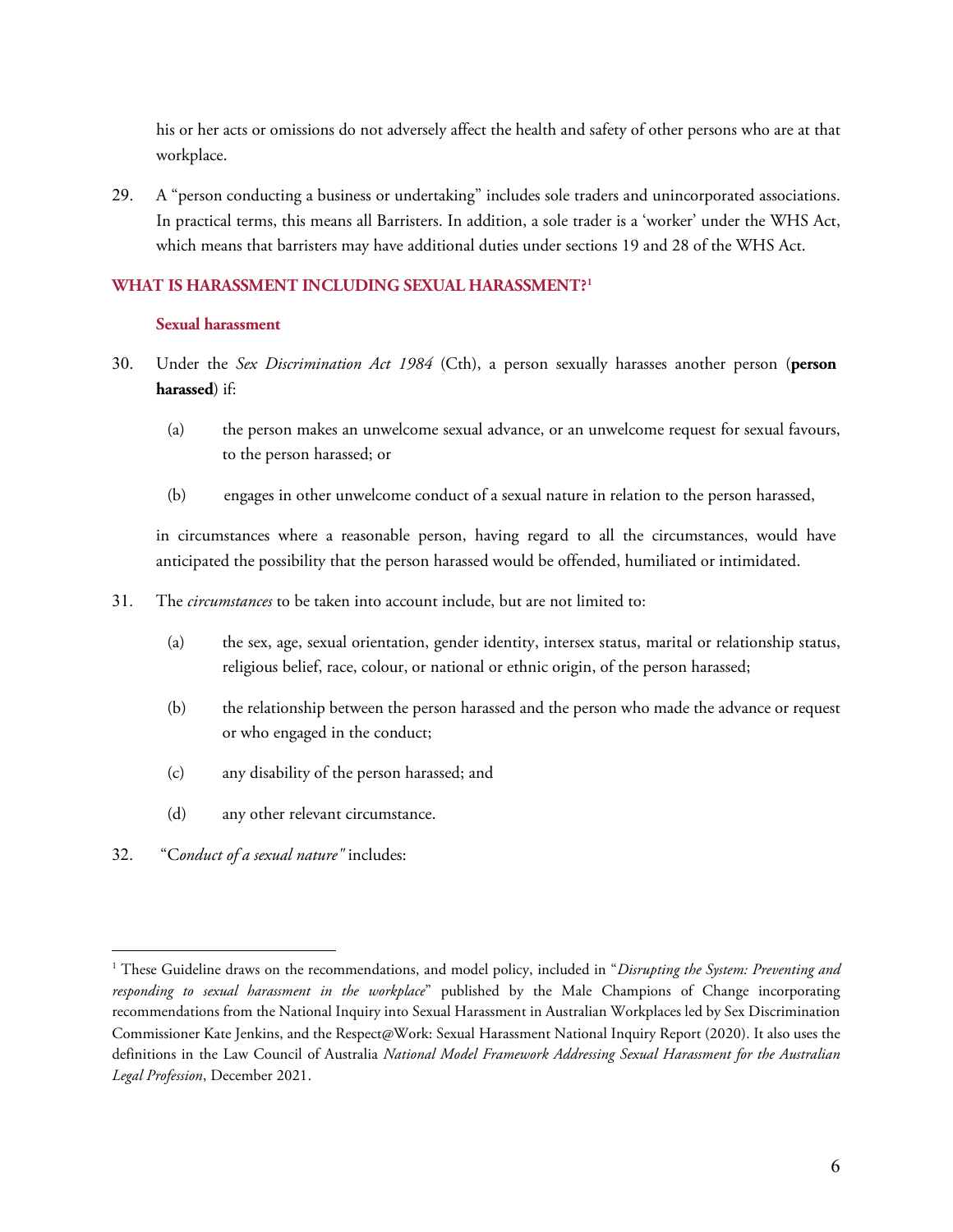his or her acts or omissions do not adversely affect the health and safety of other persons who are at that workplace.

29. A "person conducting a business or undertaking" includes sole traders and unincorporated associations. In practical terms, this means all Barristers. In addition, a sole trader is a 'worker' under the WHS Act, which means that barristers may have additional duties under sections 19 and 28 of the WHS Act.

## WHAT IS HARASSMENT INCLUDING SEXUAL HARASSMENT?[1]

### Sexual harassment

30. Under the *Sex Discrimination Act 1984* (Cth), a person sexually harasses another person (**person harassed**) if:

    (a) the person makes an unwelcome sexual advance, or an unwelcome request for sexual favours, to the person harassed; or

    (b) engages in other unwelcome conduct of a sexual nature in relation to the person harassed,

    in circumstances where a reasonable person, having regard to all the circumstances, would have anticipated the possibility that the person harassed would be offended, humiliated or intimidated.

31. The *circumstances* to be taken into account include, but are not limited to:

    (a) the sex, age, sexual orientation, gender identity, intersex status, marital or relationship status, religious belief, race, colour, or national or ethnic origin, of the person harassed;

    (b) the relationship between the person harassed and the person who made the advance or request or who engaged in the conduct;

    (c) any disability of the person harassed; and

    (d) any other relevant circumstance.

32. "C*onduct of a sexual nature"* includes:

---

[1] These Guideline draws on the recommendations, and model policy, included in "*Disrupting the System: Preventing and responding to sexual harassment in the workplace*" published by the Male Champions of Change incorporating recommendations from the National Inquiry into Sexual Harassment in Australian Workplaces led by Sex Discrimination Commissioner Kate Jenkins, and the Respect@Work: Sexual Harassment National Inquiry Report (2020). It also uses the definitions in the Law Council of Australia *National Model Framework Addressing Sexual Harassment for the Australian Legal Profession*, December 2021.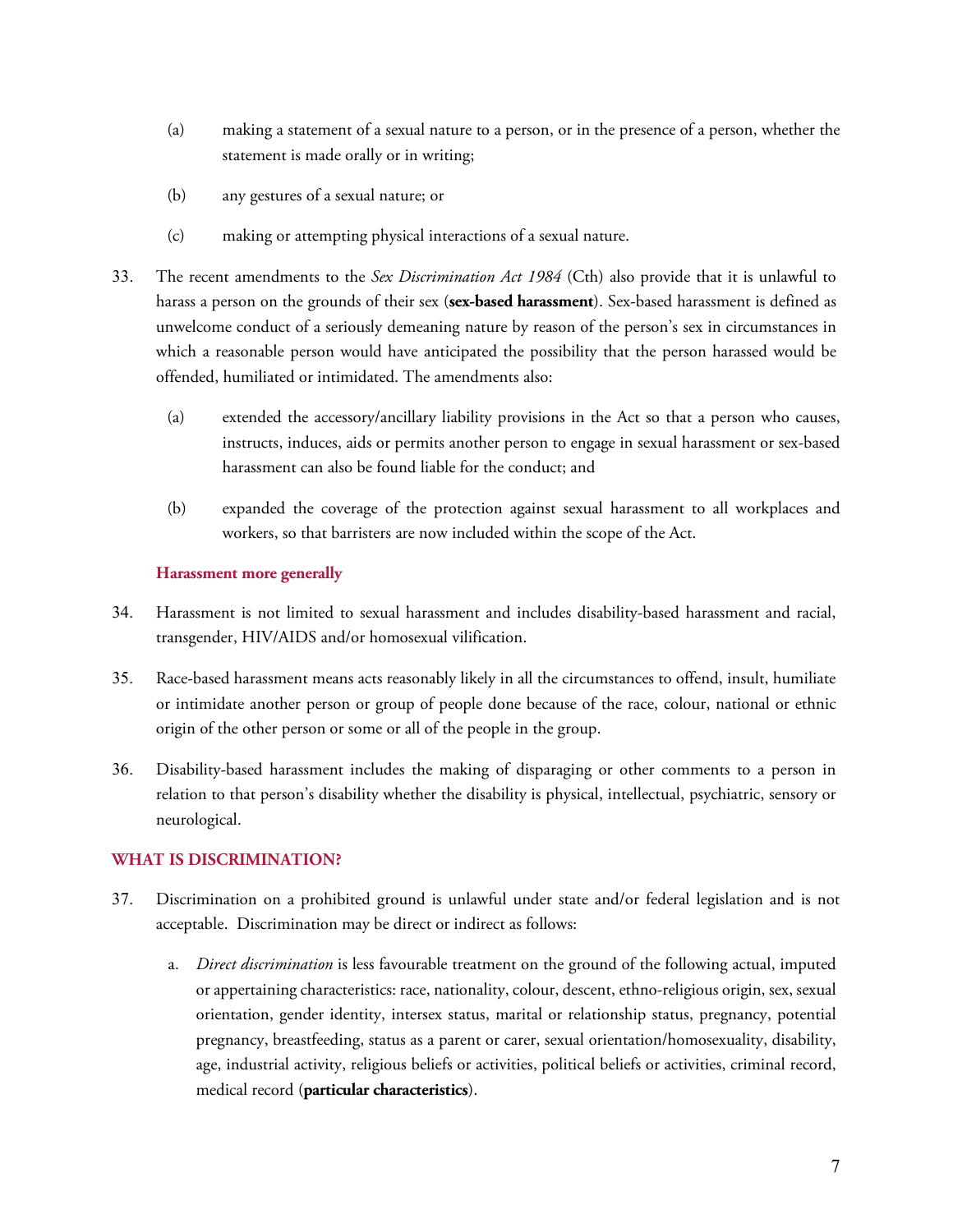(a) making a statement of a sexual nature to a person, or in the presence of a person, whether the statement is made orally or in writing;

(b) any gestures of a sexual nature; or

(c) making or attempting physical interactions of a sexual nature.

33. The recent amendments to the *Sex Discrimination Act 1984* (Cth) also provide that it is unlawful to harass a person on the grounds of their sex (**sex-based harassment**). Sex-based harassment is defined as unwelcome conduct of a seriously demeaning nature by reason of the person's sex in circumstances in which a reasonable person would have anticipated the possibility that the person harassed would be offended, humiliated or intimidated. The amendments also:

    (a) extended the accessory/ancillary liability provisions in the Act so that a person who causes, instructs, induces, aids or permits another person to engage in sexual harassment or sex-based harassment can also be found liable for the conduct; and

    (b) expanded the coverage of the protection against sexual harassment to all workplaces and workers, so that barristers are now included within the scope of the Act.

### Harassment more generally

34. Harassment is not limited to sexual harassment and includes disability-based harassment and racial, transgender, HIV/AIDS and/or homosexual vilification.

35. Race-based harassment means acts reasonably likely in all the circumstances to offend, insult, humiliate or intimidate another person or group of people done because of the race, colour, national or ethnic origin of the other person or some or all of the people in the group.

36. Disability-based harassment includes the making of disparaging or other comments to a person in relation to that person's disability whether the disability is physical, intellectual, psychiatric, sensory or neurological.

## WHAT IS DISCRIMINATION?

37. Discrimination on a prohibited ground is unlawful under state and/or federal legislation and is not acceptable. Discrimination may be direct or indirect as follows:

    a. *Direct discrimination* is less favourable treatment on the ground of the following actual, imputed or appertaining characteristics: race, nationality, colour, descent, ethno-religious origin, sex, sexual orientation, gender identity, intersex status, marital or relationship status, pregnancy, potential pregnancy, breastfeeding, status as a parent or carer, sexual orientation/homosexuality, disability, age, industrial activity, religious beliefs or activities, political beliefs or activities, criminal record, medical record (**particular characteristics**).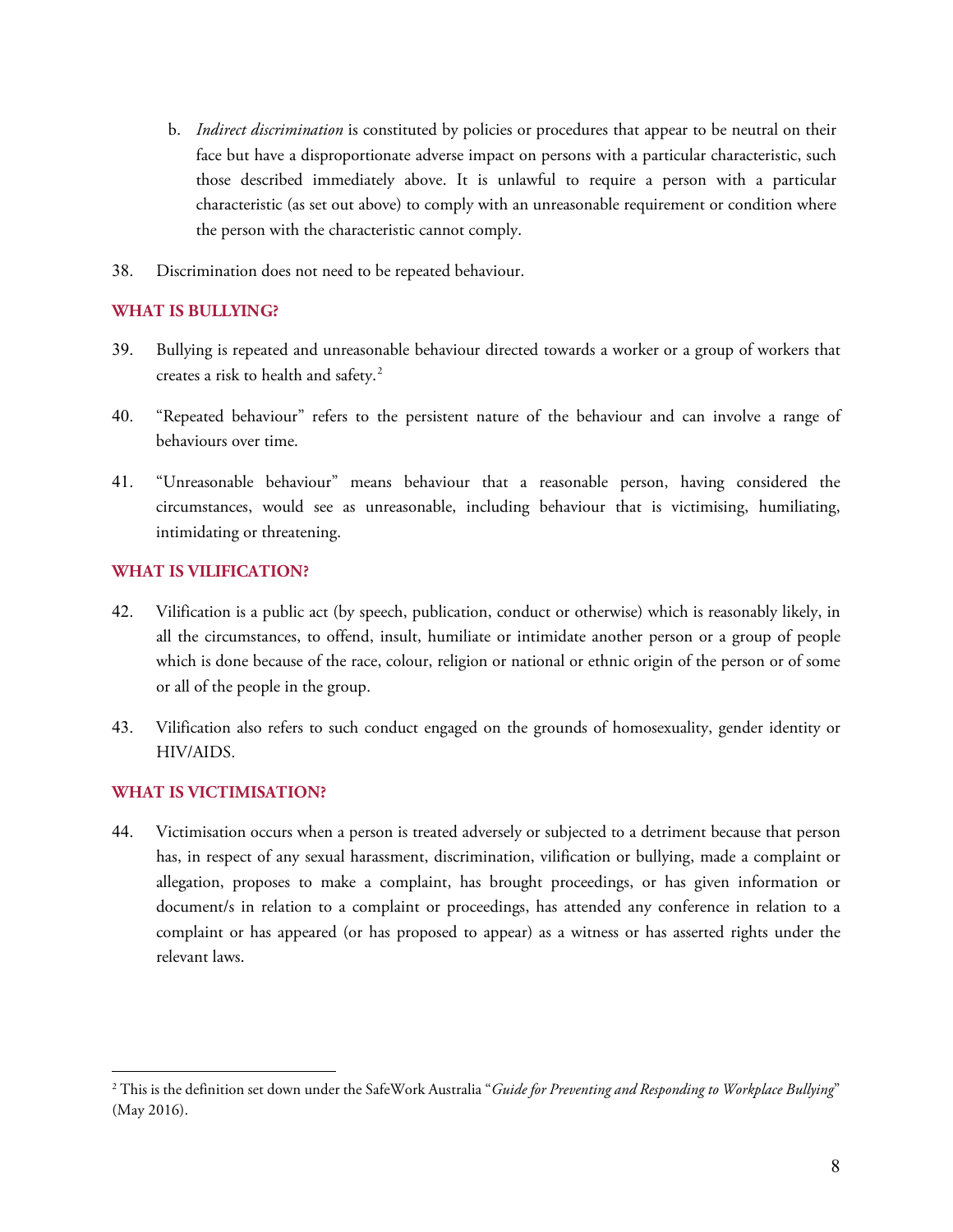b. *Indirect discrimination* is constituted by policies or procedures that appear to be neutral on their face but have a disproportionate adverse impact on persons with a particular characteristic, such those described immediately above. It is unlawful to require a person with a particular characteristic (as set out above) to comply with an unreasonable requirement or condition where the person with the characteristic cannot comply.

38. Discrimination does not need to be repeated behaviour.

### WHAT IS BULLYING?

39. Bullying is repeated and unreasonable behaviour directed towards a worker or a group of workers that creates a risk to health and safety.[2]

40. "Repeated behaviour" refers to the persistent nature of the behaviour and can involve a range of behaviours over time.

41. "Unreasonable behaviour" means behaviour that a reasonable person, having considered the circumstances, would see as unreasonable, including behaviour that is victimising, humiliating, intimidating or threatening.

### WHAT IS VILIFICATION?

42. Vilification is a public act (by speech, publication, conduct or otherwise) which is reasonably likely, in all the circumstances, to offend, insult, humiliate or intimidate another person or a group of people which is done because of the race, colour, religion or national or ethnic origin of the person or of some or all of the people in the group.

43. Vilification also refers to such conduct engaged on the grounds of homosexuality, gender identity or HIV/AIDS.

### WHAT IS VICTIMISATION?

44. Victimisation occurs when a person is treated adversely or subjected to a detriment because that person has, in respect of any sexual harassment, discrimination, vilification or bullying, made a complaint or allegation, proposes to make a complaint, has brought proceedings, or has given information or document/s in relation to a complaint or proceedings, has attended any conference in relation to a complaint or has appeared (or has proposed to appear) as a witness or has asserted rights under the relevant laws.

---

[2] This is the definition set down under the SafeWork Australia "*Guide for Preventing and Responding to Workplace Bullying*" (May 2016).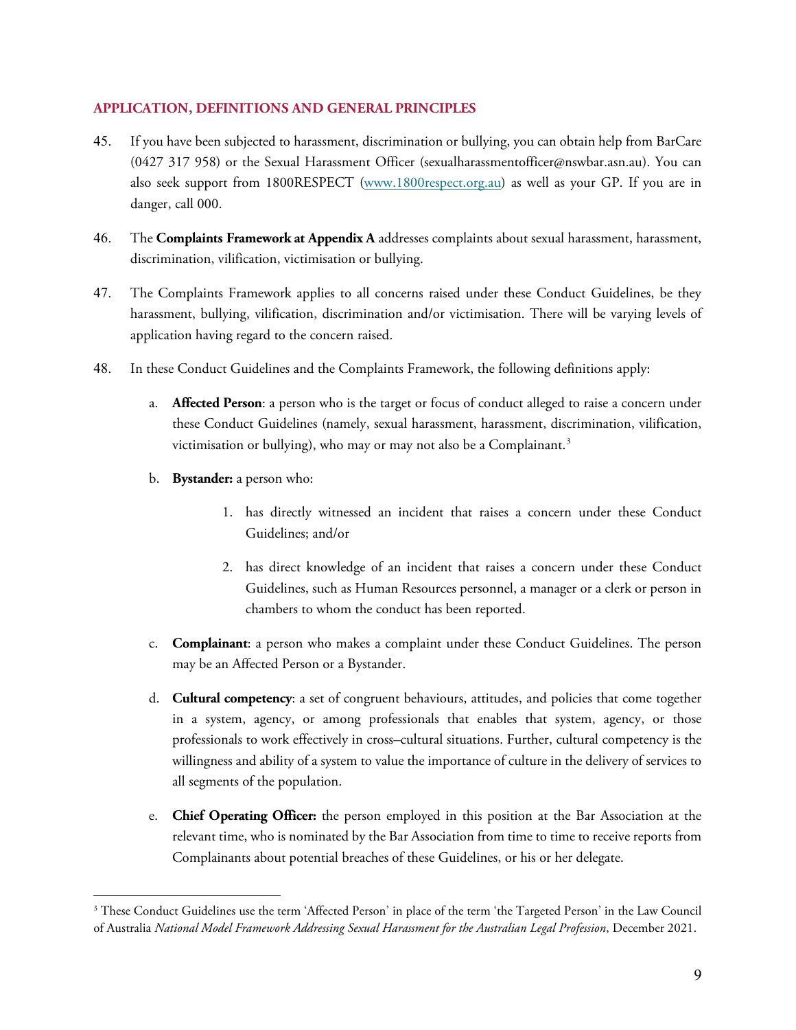## APPLICATION, DEFINITIONS AND GENERAL PRINCIPLES

45. If you have been subjected to harassment, discrimination or bullying, you can obtain help from BarCare (0427 317 958) or the Sexual Harassment Officer (sexualharassmentofficer@nswbar.asn.au). You can also seek support from 1800RESPECT (www.1800respect.org.au) as well as your GP. If you are in danger, call 000.

46. The **Complaints Framework at Appendix A** addresses complaints about sexual harassment, harassment, discrimination, vilification, victimisation or bullying.

47. The Complaints Framework applies to all concerns raised under these Conduct Guidelines, be they harassment, bullying, vilification, discrimination and/or victimisation. There will be varying levels of application having regard to the concern raised.

48. In these Conduct Guidelines and the Complaints Framework, the following definitions apply:

    a. **Affected Person**: a person who is the target or focus of conduct alleged to raise a concern under these Conduct Guidelines (namely, sexual harassment, harassment, discrimination, vilification, victimisation or bullying), who may or may not also be a Complainant.[3]

    b. **Bystander:** a person who:

        1. has directly witnessed an incident that raises a concern under these Conduct Guidelines; and/or

        2. has direct knowledge of an incident that raises a concern under these Conduct Guidelines, such as Human Resources personnel, a manager or a clerk or person in chambers to whom the conduct has been reported.

    c. **Complainant**: a person who makes a complaint under these Conduct Guidelines. The person may be an Affected Person or a Bystander.

    d. **Cultural competency**: a set of congruent behaviours, attitudes, and policies that come together in a system, agency, or among professionals that enables that system, agency, or those professionals to work effectively in cross–cultural situations. Further, cultural competency is the willingness and ability of a system to value the importance of culture in the delivery of services to all segments of the population.

    e. **Chief Operating Officer:** the person employed in this position at the Bar Association at the relevant time, who is nominated by the Bar Association from time to time to receive reports from Complainants about potential breaches of these Guidelines, or his or her delegate.

---

[3] These Conduct Guidelines use the term 'Affected Person' in place of the term 'the Targeted Person' in the Law Council of Australia *National Model Framework Addressing Sexual Harassment for the Australian Legal Profession*, December 2021.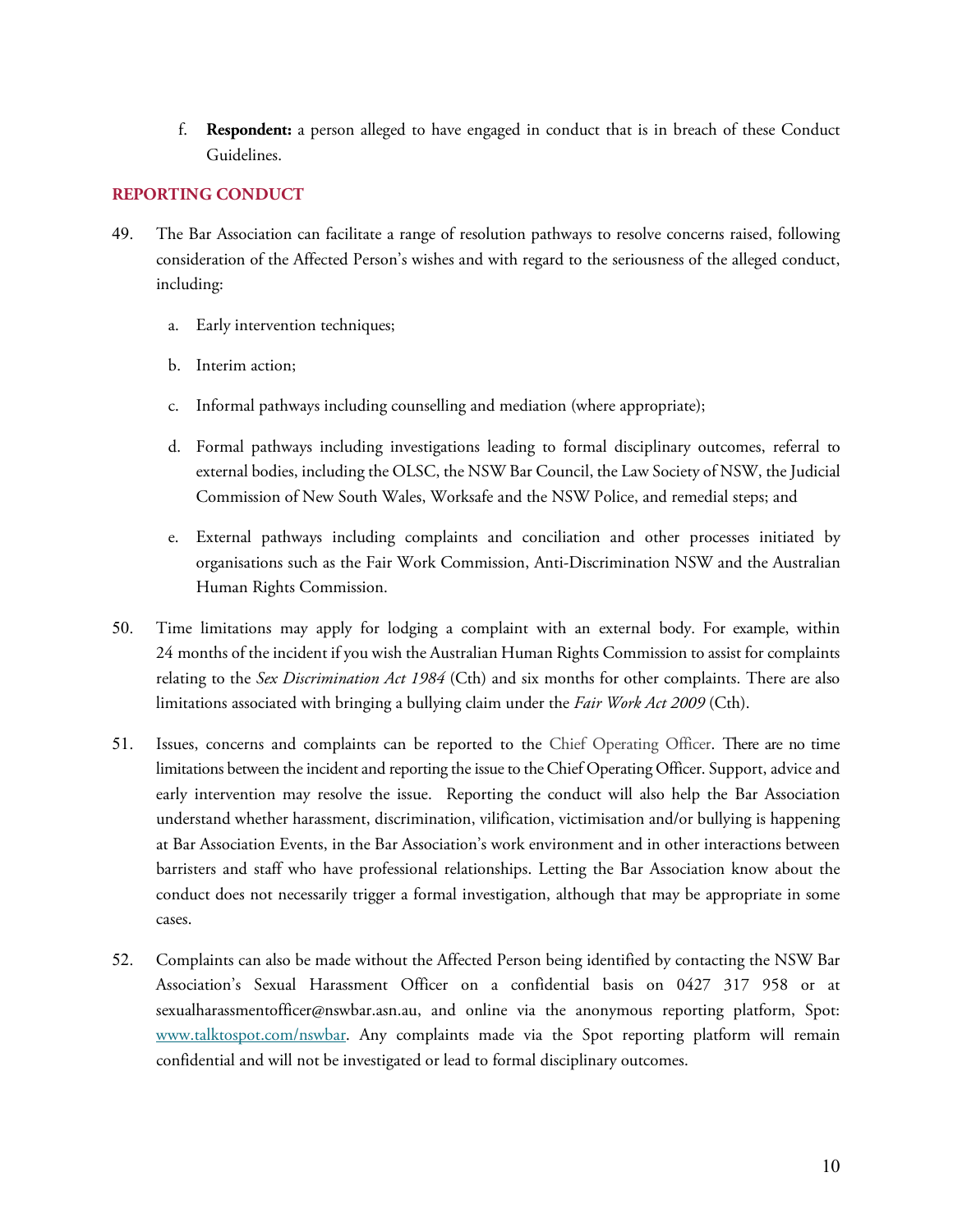f. **Respondent:** a person alleged to have engaged in conduct that is in breach of these Conduct Guidelines.

## REPORTING CONDUCT

49. The Bar Association can facilitate a range of resolution pathways to resolve concerns raised, following consideration of the Affected Person's wishes and with regard to the seriousness of the alleged conduct, including:

    a. Early intervention techniques;

    b. Interim action;

    c. Informal pathways including counselling and mediation (where appropriate);

    d. Formal pathways including investigations leading to formal disciplinary outcomes, referral to external bodies, including the OLSC, the NSW Bar Council, the Law Society of NSW, the Judicial Commission of New South Wales, Worksafe and the NSW Police, and remedial steps; and

    e. External pathways including complaints and conciliation and other processes initiated by organisations such as the Fair Work Commission, Anti-Discrimination NSW and the Australian Human Rights Commission.

50. Time limitations may apply for lodging a complaint with an external body. For example, within 24 months of the incident if you wish the Australian Human Rights Commission to assist for complaints relating to the *Sex Discrimination Act 1984* (Cth) and six months for other complaints. There are also limitations associated with bringing a bullying claim under the *Fair Work Act 2009* (Cth).

51. Issues, concerns and complaints can be reported to the Chief Operating Officer. There are no time limitations between the incident and reporting the issue to the Chief Operating Officer. Support, advice and early intervention may resolve the issue. Reporting the conduct will also help the Bar Association understand whether harassment, discrimination, vilification, victimisation and/or bullying is happening at Bar Association Events, in the Bar Association's work environment and in other interactions between barristers and staff who have professional relationships. Letting the Bar Association know about the conduct does not necessarily trigger a formal investigation, although that may be appropriate in some cases.

52. Complaints can also be made without the Affected Person being identified by contacting the NSW Bar Association's Sexual Harassment Officer on a confidential basis on 0427 317 958 or at sexualharassmentofficer@nswbar.asn.au, and online via the anonymous reporting platform, Spot: [www.talktospot.com/nswbar](www.talktospot.com/nswbar). Any complaints made via the Spot reporting platform will remain confidential and will not be investigated or lead to formal disciplinary outcomes.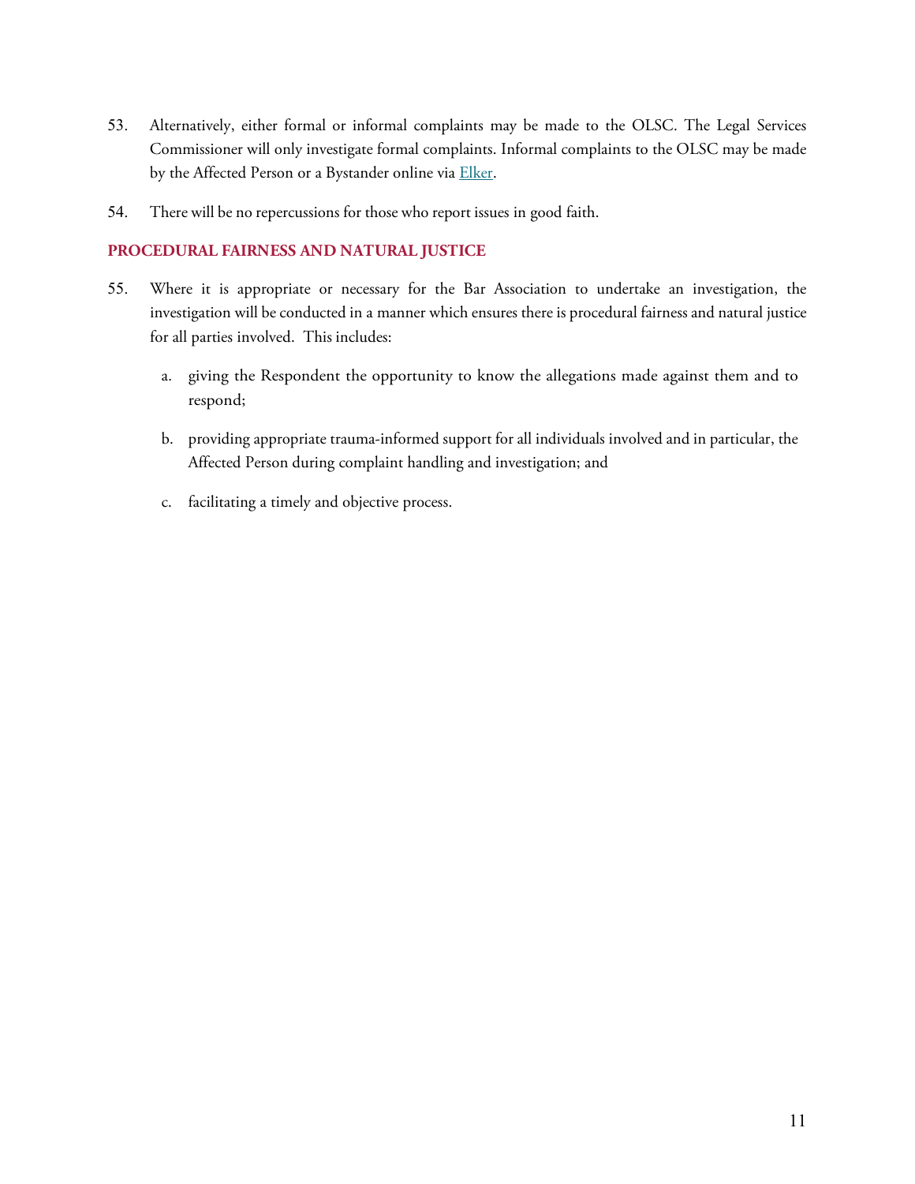53. Alternatively, either formal or informal complaints may be made to the OLSC. The Legal Services Commissioner will only investigate formal complaints. Informal complaints to the OLSC may be made by the Affected Person or a Bystander online via [Elker](#).

54. There will be no repercussions for those who report issues in good faith.

## PROCEDURAL FAIRNESS AND NATURAL JUSTICE

55. Where it is appropriate or necessary for the Bar Association to undertake an investigation, the investigation will be conducted in a manner which ensures there is procedural fairness and natural justice for all parties involved. This includes:

    a. giving the Respondent the opportunity to know the allegations made against them and to respond;

    b. providing appropriate trauma-informed support for all individuals involved and in particular, the Affected Person during complaint handling and investigation; and

    c. facilitating a timely and objective process.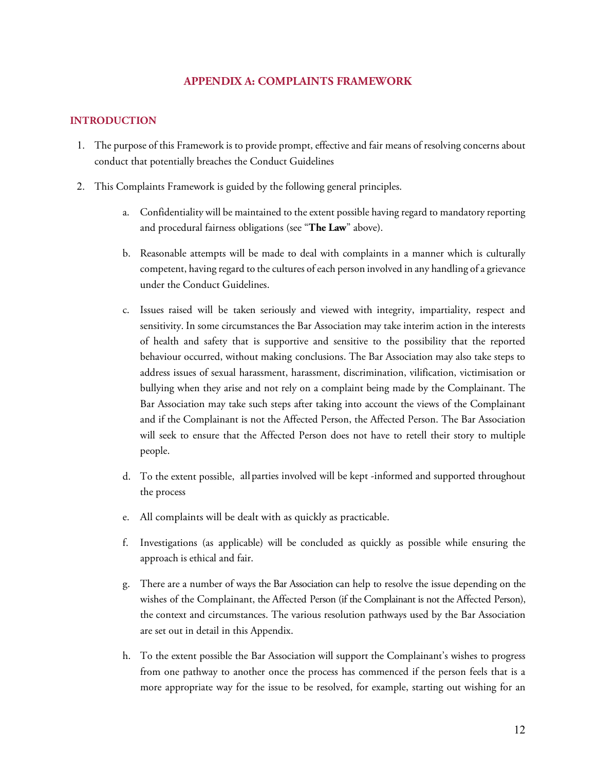## APPENDIX A: COMPLAINTS FRAMEWORK

### INTRODUCTION

1. The purpose of this Framework is to provide prompt, effective and fair means of resolving concerns about conduct that potentially breaches the Conduct Guidelines

2. This Complaints Framework is guided by the following general principles.

    a. Confidentiality will be maintained to the extent possible having regard to mandatory reporting and procedural fairness obligations (see "**The Law**" above).

    b. Reasonable attempts will be made to deal with complaints in a manner which is culturally competent, having regard to the cultures of each person involved in any handling of a grievance under the Conduct Guidelines.

    c. Issues raised will be taken seriously and viewed with integrity, impartiality, respect and sensitivity. In some circumstances the Bar Association may take interim action in the interests of health and safety that is supportive and sensitive to the possibility that the reported behaviour occurred, without making conclusions. The Bar Association may also take steps to address issues of sexual harassment, harassment, discrimination, vilification, victimisation or bullying when they arise and not rely on a complaint being made by the Complainant. The Bar Association may take such steps after taking into account the views of the Complainant and if the Complainant is not the Affected Person, the Affected Person. The Bar Association will seek to ensure that the Affected Person does not have to retell their story to multiple people.

    d. To the extent possible, all parties involved will be kept -informed and supported throughout the process

    e. All complaints will be dealt with as quickly as practicable.

    f. Investigations (as applicable) will be concluded as quickly as possible while ensuring the approach is ethical and fair.

    g. There are a number of ways the Bar Association can help to resolve the issue depending on the wishes of the Complainant, the Affected Person (if the Complainant is not the Affected Person), the context and circumstances. The various resolution pathways used by the Bar Association are set out in detail in this Appendix.

    h. To the extent possible the Bar Association will support the Complainant's wishes to progress from one pathway to another once the process has commenced if the person feels that is a more appropriate way for the issue to be resolved, for example, starting out wishing for an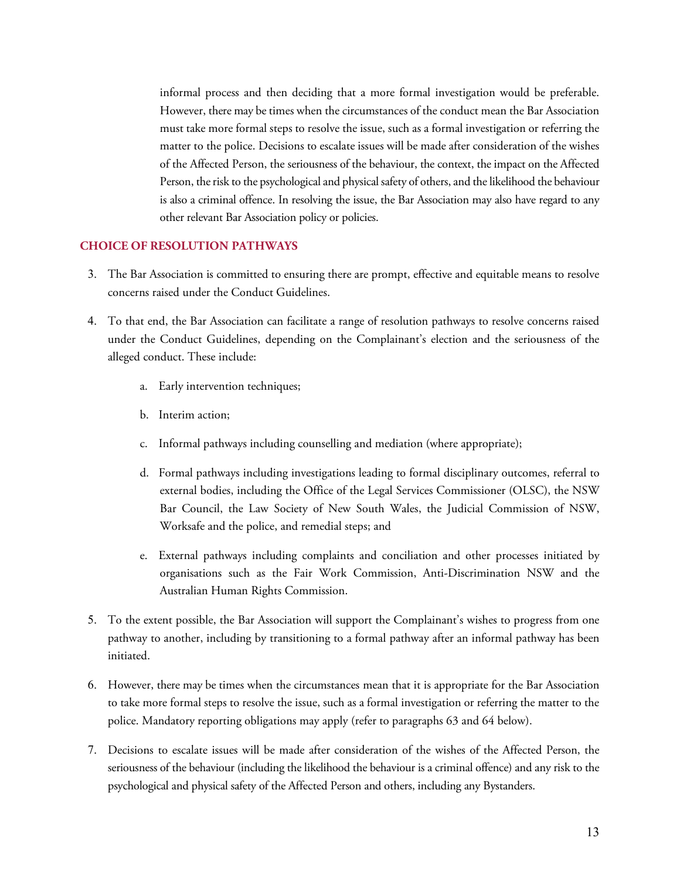informal process and then deciding that a more formal investigation would be preferable. However, there may be times when the circumstances of the conduct mean the Bar Association must take more formal steps to resolve the issue, such as a formal investigation or referring the matter to the police. Decisions to escalate issues will be made after consideration of the wishes of the Affected Person, the seriousness of the behaviour, the context, the impact on the Affected Person, the risk to the psychological and physical safety of others, and the likelihood the behaviour is also a criminal offence. In resolving the issue, the Bar Association may also have regard to any other relevant Bar Association policy or policies.

## CHOICE OF RESOLUTION PATHWAYS

3. The Bar Association is committed to ensuring there are prompt, effective and equitable means to resolve concerns raised under the Conduct Guidelines.

4. To that end, the Bar Association can facilitate a range of resolution pathways to resolve concerns raised under the Conduct Guidelines, depending on the Complainant's election and the seriousness of the alleged conduct. These include:

    a. Early intervention techniques;

    b. Interim action;

    c. Informal pathways including counselling and mediation (where appropriate);

    d. Formal pathways including investigations leading to formal disciplinary outcomes, referral to external bodies, including the Office of the Legal Services Commissioner (OLSC), the NSW Bar Council, the Law Society of New South Wales, the Judicial Commission of NSW, Worksafe and the police, and remedial steps; and

    e. External pathways including complaints and conciliation and other processes initiated by organisations such as the Fair Work Commission, Anti-Discrimination NSW and the Australian Human Rights Commission.

5. To the extent possible, the Bar Association will support the Complainant's wishes to progress from one pathway to another, including by transitioning to a formal pathway after an informal pathway has been initiated.

6. However, there may be times when the circumstances mean that it is appropriate for the Bar Association to take more formal steps to resolve the issue, such as a formal investigation or referring the matter to the police. Mandatory reporting obligations may apply (refer to paragraphs 63 and 64 below).

7. Decisions to escalate issues will be made after consideration of the wishes of the Affected Person, the seriousness of the behaviour (including the likelihood the behaviour is a criminal offence) and any risk to the psychological and physical safety of the Affected Person and others, including any Bystanders.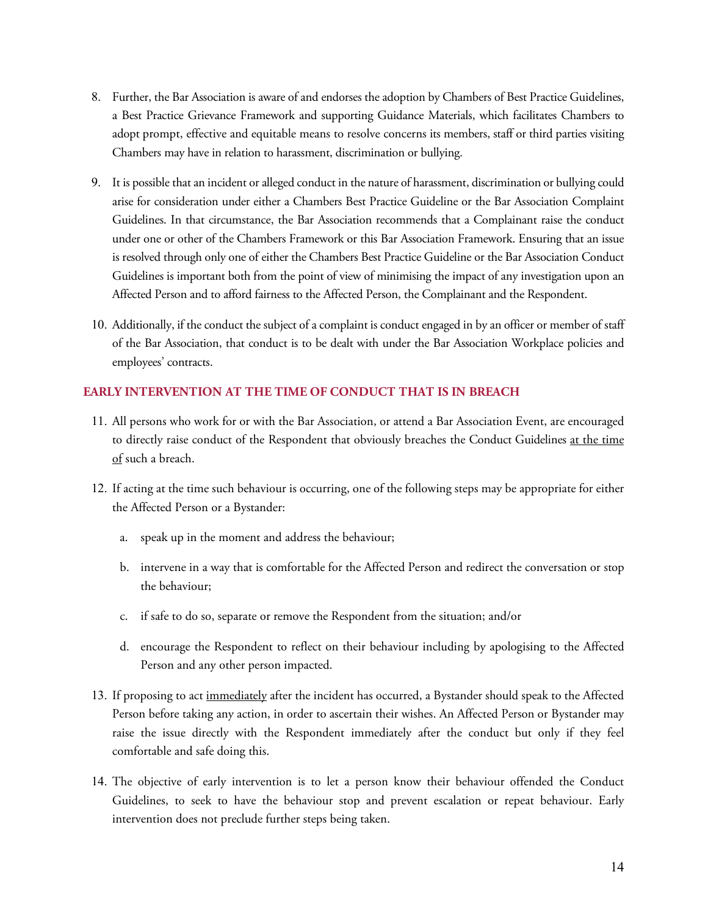8. Further, the Bar Association is aware of and endorses the adoption by Chambers of Best Practice Guidelines, a Best Practice Grievance Framework and supporting Guidance Materials, which facilitates Chambers to adopt prompt, effective and equitable means to resolve concerns its members, staff or third parties visiting Chambers may have in relation to harassment, discrimination or bullying.

9. It is possible that an incident or alleged conduct in the nature of harassment, discrimination or bullying could arise for consideration under either a Chambers Best Practice Guideline or the Bar Association Complaint Guidelines. In that circumstance, the Bar Association recommends that a Complainant raise the conduct under one or other of the Chambers Framework or this Bar Association Framework. Ensuring that an issue is resolved through only one of either the Chambers Best Practice Guideline or the Bar Association Conduct Guidelines is important both from the point of view of minimising the impact of any investigation upon an Affected Person and to afford fairness to the Affected Person, the Complainant and the Respondent.

10. Additionally, if the conduct the subject of a complaint is conduct engaged in by an officer or member of staff of the Bar Association, that conduct is to be dealt with under the Bar Association Workplace policies and employees' contracts.

## EARLY INTERVENTION AT THE TIME OF CONDUCT THAT IS IN BREACH

11. All persons who work for or with the Bar Association, or attend a Bar Association Event, are encouraged to directly raise conduct of the Respondent that obviously breaches the Conduct Guidelines <u>at the time of</u> such a breach.

12. If acting at the time such behaviour is occurring, one of the following steps may be appropriate for either the Affected Person or a Bystander:

    a. speak up in the moment and address the behaviour;

    b. intervene in a way that is comfortable for the Affected Person and redirect the conversation or stop the behaviour;

    c. if safe to do so, separate or remove the Respondent from the situation; and/or

    d. encourage the Respondent to reflect on their behaviour including by apologising to the Affected Person and any other person impacted.

13. If proposing to act <u>immediately</u> after the incident has occurred, a Bystander should speak to the Affected Person before taking any action, in order to ascertain their wishes. An Affected Person or Bystander may raise the issue directly with the Respondent immediately after the conduct but only if they feel comfortable and safe doing this.

14. The objective of early intervention is to let a person know their behaviour offended the Conduct Guidelines, to seek to have the behaviour stop and prevent escalation or repeat behaviour. Early intervention does not preclude further steps being taken.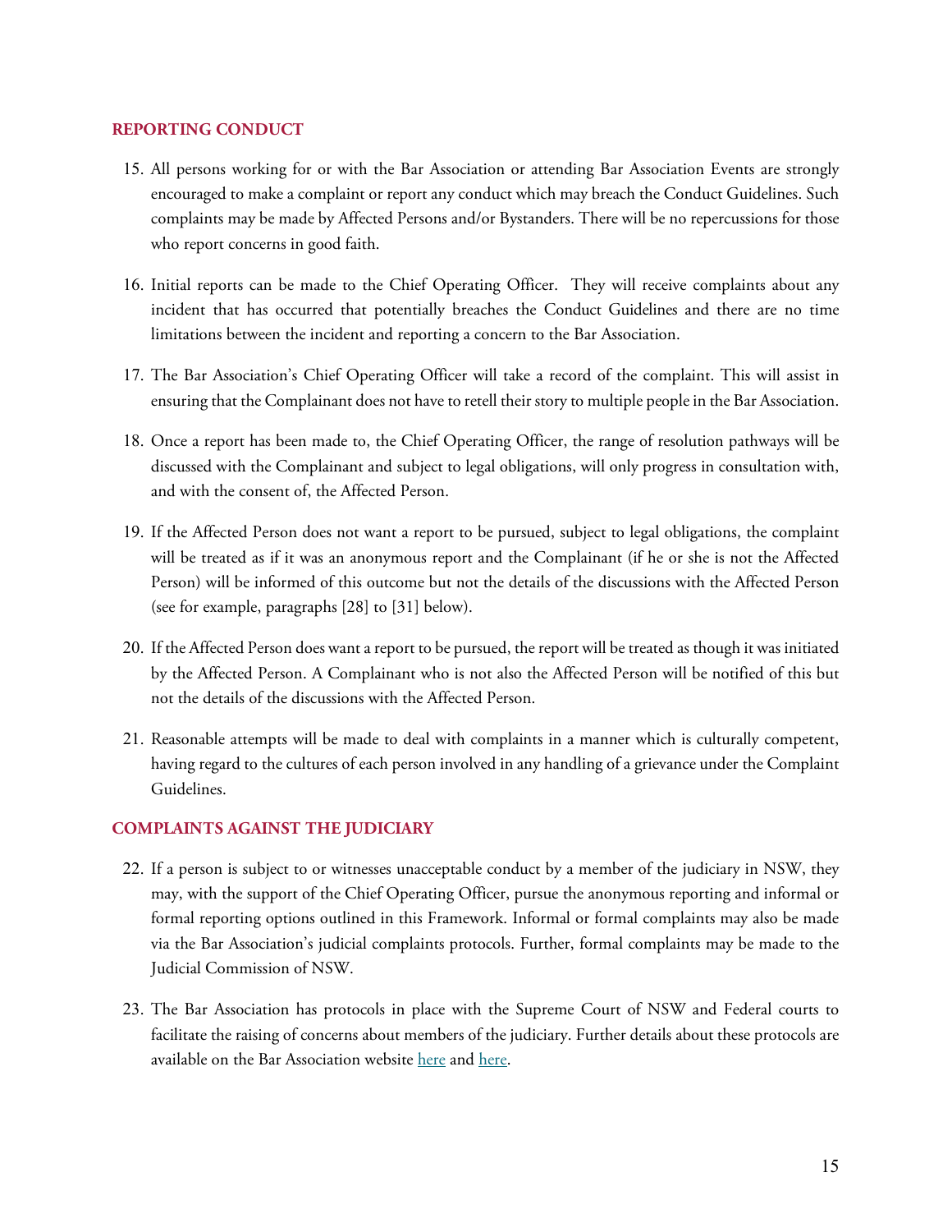## REPORTING CONDUCT

15. All persons working for or with the Bar Association or attending Bar Association Events are strongly encouraged to make a complaint or report any conduct which may breach the Conduct Guidelines. Such complaints may be made by Affected Persons and/or Bystanders. There will be no repercussions for those who report concerns in good faith.

16. Initial reports can be made to the Chief Operating Officer. They will receive complaints about any incident that has occurred that potentially breaches the Conduct Guidelines and there are no time limitations between the incident and reporting a concern to the Bar Association.

17. The Bar Association's Chief Operating Officer will take a record of the complaint. This will assist in ensuring that the Complainant does not have to retell their story to multiple people in the Bar Association.

18. Once a report has been made to, the Chief Operating Officer, the range of resolution pathways will be discussed with the Complainant and subject to legal obligations, will only progress in consultation with, and with the consent of, the Affected Person.

19. If the Affected Person does not want a report to be pursued, subject to legal obligations, the complaint will be treated as if it was an anonymous report and the Complainant (if he or she is not the Affected Person) will be informed of this outcome but not the details of the discussions with the Affected Person (see for example, paragraphs [28] to [31] below).

20. If the Affected Person does want a report to be pursued, the report will be treated as though it was initiated by the Affected Person. A Complainant who is not also the Affected Person will be notified of this but not the details of the discussions with the Affected Person.

21. Reasonable attempts will be made to deal with complaints in a manner which is culturally competent, having regard to the cultures of each person involved in any handling of a grievance under the Complaint Guidelines.

## COMPLAINTS AGAINST THE JUDICIARY

22. If a person is subject to or witnesses unacceptable conduct by a member of the judiciary in NSW, they may, with the support of the Chief Operating Officer, pursue the anonymous reporting and informal or formal reporting options outlined in this Framework. Informal or formal complaints may also be made via the Bar Association's judicial complaints protocols. Further, formal complaints may be made to the Judicial Commission of NSW.

23. The Bar Association has protocols in place with the Supreme Court of NSW and Federal courts to facilitate the raising of concerns about members of the judiciary. Further details about these protocols are available on the Bar Association website here and here.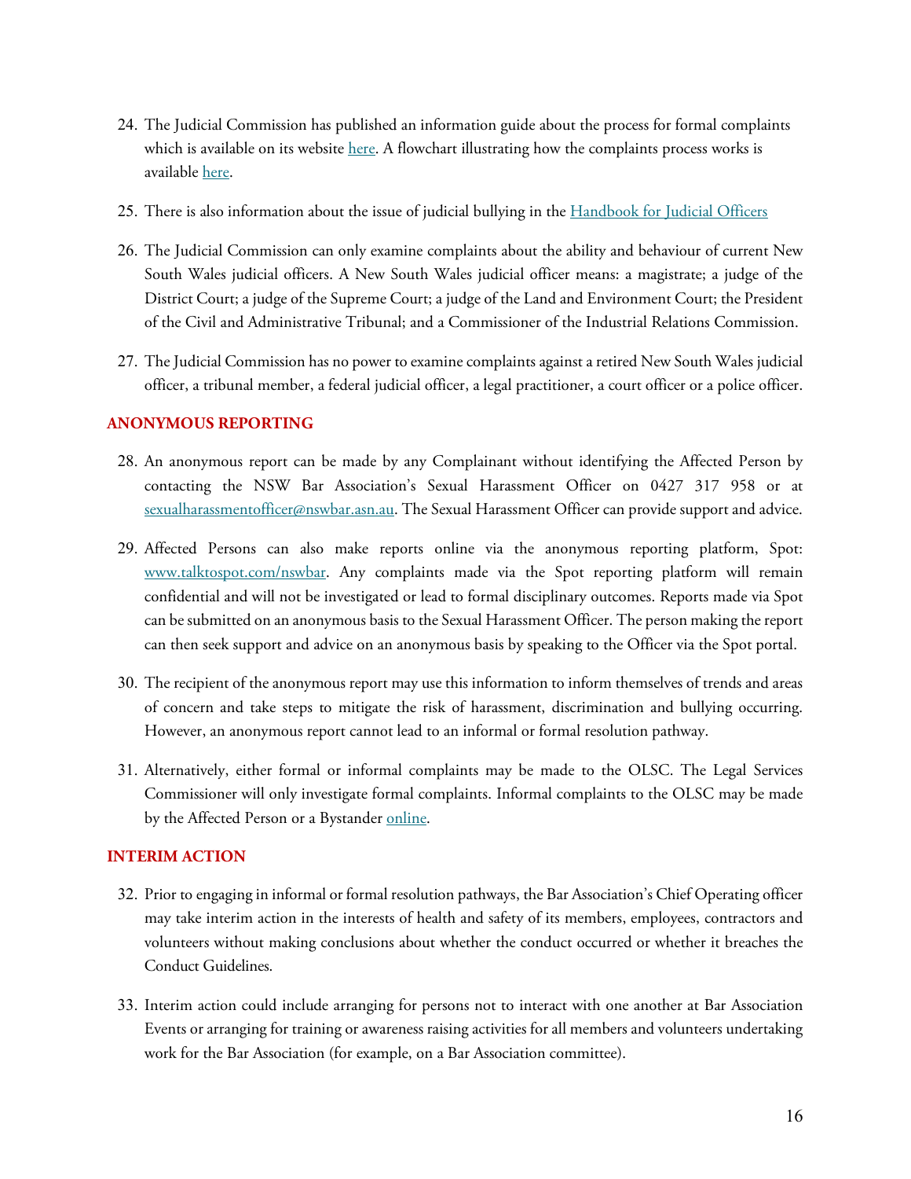24. The Judicial Commission has published an information guide about the process for formal complaints which is available on its website here. A flowchart illustrating how the complaints process works is available here.

25. There is also information about the issue of judicial bullying in the Handbook for Judicial Officers

26. The Judicial Commission can only examine complaints about the ability and behaviour of current New South Wales judicial officers. A New South Wales judicial officer means: a magistrate; a judge of the District Court; a judge of the Supreme Court; a judge of the Land and Environment Court; the President of the Civil and Administrative Tribunal; and a Commissioner of the Industrial Relations Commission.

27. The Judicial Commission has no power to examine complaints against a retired New South Wales judicial officer, a tribunal member, a federal judicial officer, a legal practitioner, a court officer or a police officer.

## ANONYMOUS REPORTING

28. An anonymous report can be made by any Complainant without identifying the Affected Person by contacting the NSW Bar Association's Sexual Harassment Officer on 0427 317 958 or at sexualharassmentofficer@nswbar.asn.au. The Sexual Harassment Officer can provide support and advice.

29. Affected Persons can also make reports online via the anonymous reporting platform, Spot: www.talktospot.com/nswbar. Any complaints made via the Spot reporting platform will remain confidential and will not be investigated or lead to formal disciplinary outcomes. Reports made via Spot can be submitted on an anonymous basis to the Sexual Harassment Officer. The person making the report can then seek support and advice on an anonymous basis by speaking to the Officer via the Spot portal.

30. The recipient of the anonymous report may use this information to inform themselves of trends and areas of concern and take steps to mitigate the risk of harassment, discrimination and bullying occurring. However, an anonymous report cannot lead to an informal or formal resolution pathway.

31. Alternatively, either formal or informal complaints may be made to the OLSC. The Legal Services Commissioner will only investigate formal complaints. Informal complaints to the OLSC may be made by the Affected Person or a Bystander online.

## INTERIM ACTION

32. Prior to engaging in informal or formal resolution pathways, the Bar Association's Chief Operating officer may take interim action in the interests of health and safety of its members, employees, contractors and volunteers without making conclusions about whether the conduct occurred or whether it breaches the Conduct Guidelines.

33. Interim action could include arranging for persons not to interact with one another at Bar Association Events or arranging for training or awareness raising activities for all members and volunteers undertaking work for the Bar Association (for example, on a Bar Association committee).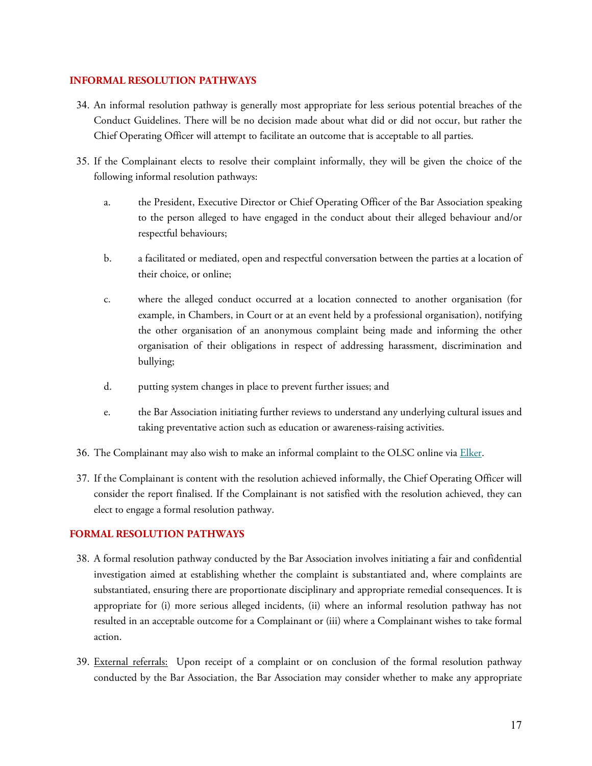## INFORMAL RESOLUTION PATHWAYS

34. An informal resolution pathway is generally most appropriate for less serious potential breaches of the Conduct Guidelines. There will be no decision made about what did or did not occur, but rather the Chief Operating Officer will attempt to facilitate an outcome that is acceptable to all parties.

35. If the Complainant elects to resolve their complaint informally, they will be given the choice of the following informal resolution pathways:

    a. the President, Executive Director or Chief Operating Officer of the Bar Association speaking to the person alleged to have engaged in the conduct about their alleged behaviour and/or respectful behaviours;

    b. a facilitated or mediated, open and respectful conversation between the parties at a location of their choice, or online;

    c. where the alleged conduct occurred at a location connected to another organisation (for example, in Chambers, in Court or at an event held by a professional organisation), notifying the other organisation of an anonymous complaint being made and informing the other organisation of their obligations in respect of addressing harassment, discrimination and bullying;

    d. putting system changes in place to prevent further issues; and

    e. the Bar Association initiating further reviews to understand any underlying cultural issues and taking preventative action such as education or awareness-raising activities.

36. The Complainant may also wish to make an informal complaint to the OLSC online via Elker.

37. If the Complainant is content with the resolution achieved informally, the Chief Operating Officer will consider the report finalised. If the Complainant is not satisfied with the resolution achieved, they can elect to engage a formal resolution pathway.

## FORMAL RESOLUTION PATHWAYS

38. A formal resolution pathway conducted by the Bar Association involves initiating a fair and confidential investigation aimed at establishing whether the complaint is substantiated and, where complaints are substantiated, ensuring there are proportionate disciplinary and appropriate remedial consequences. It is appropriate for (i) more serious alleged incidents, (ii) where an informal resolution pathway has not resulted in an acceptable outcome for a Complainant or (iii) where a Complainant wishes to take formal action.

39. External referrals: Upon receipt of a complaint or on conclusion of the formal resolution pathway conducted by the Bar Association, the Bar Association may consider whether to make any appropriate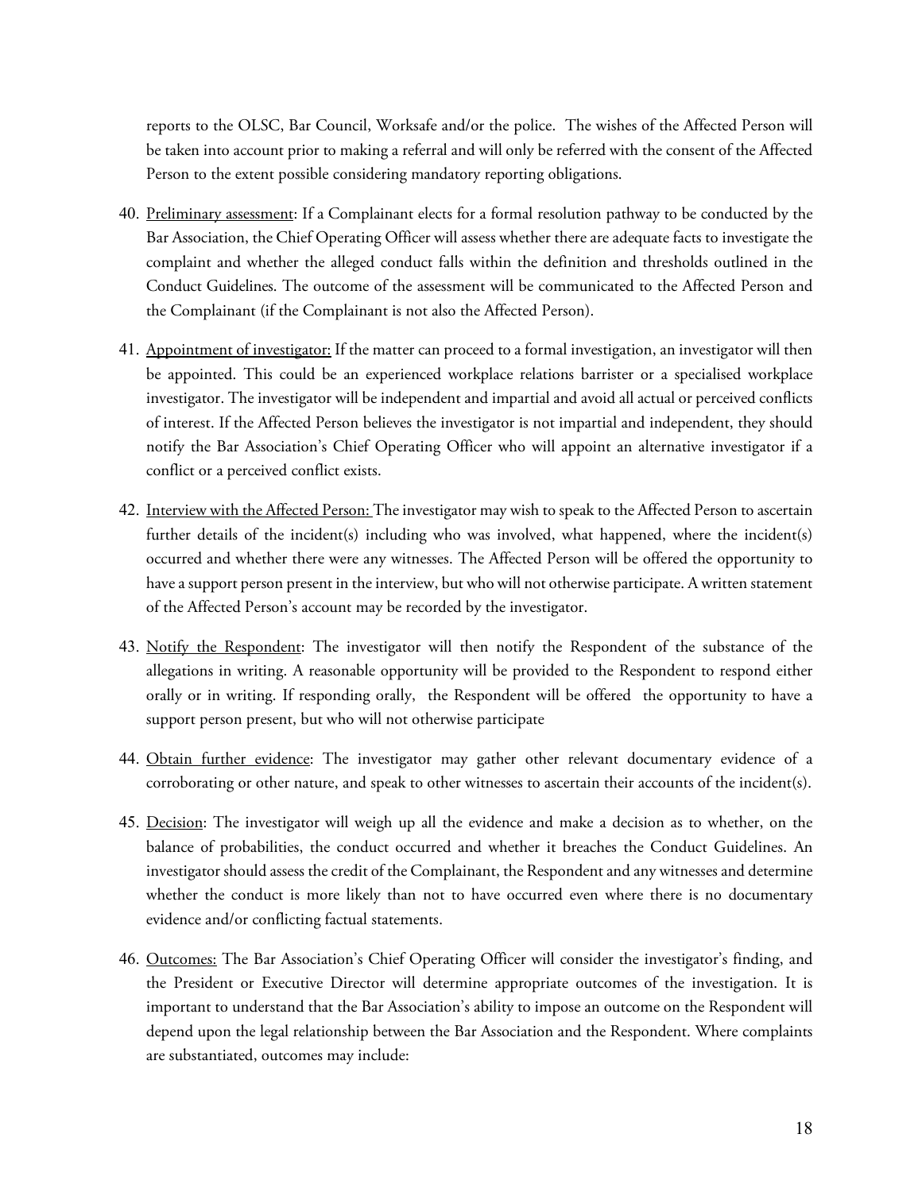reports to the OLSC, Bar Council, Worksafe and/or the police. The wishes of the Affected Person will be taken into account prior to making a referral and will only be referred with the consent of the Affected Person to the extent possible considering mandatory reporting obligations.

40. Preliminary assessment: If a Complainant elects for a formal resolution pathway to be conducted by the Bar Association, the Chief Operating Officer will assess whether there are adequate facts to investigate the complaint and whether the alleged conduct falls within the definition and thresholds outlined in the Conduct Guidelines. The outcome of the assessment will be communicated to the Affected Person and the Complainant (if the Complainant is not also the Affected Person).

41. Appointment of investigator: If the matter can proceed to a formal investigation, an investigator will then be appointed. This could be an experienced workplace relations barrister or a specialised workplace investigator. The investigator will be independent and impartial and avoid all actual or perceived conflicts of interest. If the Affected Person believes the investigator is not impartial and independent, they should notify the Bar Association's Chief Operating Officer who will appoint an alternative investigator if a conflict or a perceived conflict exists.

42. Interview with the Affected Person: The investigator may wish to speak to the Affected Person to ascertain further details of the incident(s) including who was involved, what happened, where the incident(s) occurred and whether there were any witnesses. The Affected Person will be offered the opportunity to have a support person present in the interview, but who will not otherwise participate. A written statement of the Affected Person's account may be recorded by the investigator.

43. Notify the Respondent: The investigator will then notify the Respondent of the substance of the allegations in writing. A reasonable opportunity will be provided to the Respondent to respond either orally or in writing. If responding orally, the Respondent will be offered the opportunity to have a support person present, but who will not otherwise participate

44. Obtain further evidence: The investigator may gather other relevant documentary evidence of a corroborating or other nature, and speak to other witnesses to ascertain their accounts of the incident(s).

45. Decision: The investigator will weigh up all the evidence and make a decision as to whether, on the balance of probabilities, the conduct occurred and whether it breaches the Conduct Guidelines. An investigator should assess the credit of the Complainant, the Respondent and any witnesses and determine whether the conduct is more likely than not to have occurred even where there is no documentary evidence and/or conflicting factual statements.

46. Outcomes: The Bar Association's Chief Operating Officer will consider the investigator's finding, and the President or Executive Director will determine appropriate outcomes of the investigation. It is important to understand that the Bar Association's ability to impose an outcome on the Respondent will depend upon the legal relationship between the Bar Association and the Respondent. Where complaints are substantiated, outcomes may include: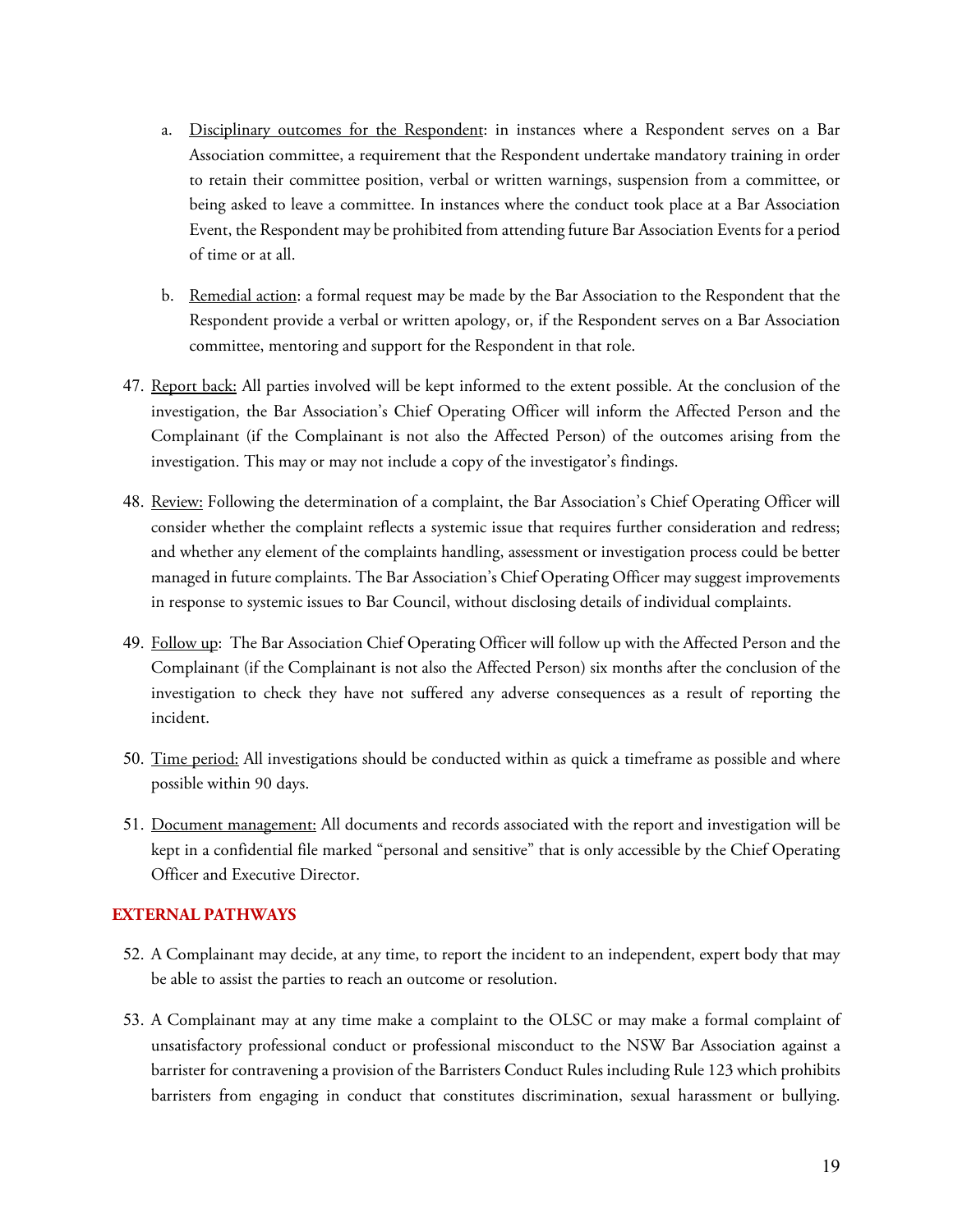a. Disciplinary outcomes for the Respondent: in instances where a Respondent serves on a Bar Association committee, a requirement that the Respondent undertake mandatory training in order to retain their committee position, verbal or written warnings, suspension from a committee, or being asked to leave a committee. In instances where the conduct took place at a Bar Association Event, the Respondent may be prohibited from attending future Bar Association Events for a period of time or at all.

b. Remedial action: a formal request may be made by the Bar Association to the Respondent that the Respondent provide a verbal or written apology, or, if the Respondent serves on a Bar Association committee, mentoring and support for the Respondent in that role.

47. Report back: All parties involved will be kept informed to the extent possible. At the conclusion of the investigation, the Bar Association's Chief Operating Officer will inform the Affected Person and the Complainant (if the Complainant is not also the Affected Person) of the outcomes arising from the investigation. This may or may not include a copy of the investigator's findings.

48. Review: Following the determination of a complaint, the Bar Association's Chief Operating Officer will consider whether the complaint reflects a systemic issue that requires further consideration and redress; and whether any element of the complaints handling, assessment or investigation process could be better managed in future complaints. The Bar Association's Chief Operating Officer may suggest improvements in response to systemic issues to Bar Council, without disclosing details of individual complaints.

49. Follow up: The Bar Association Chief Operating Officer will follow up with the Affected Person and the Complainant (if the Complainant is not also the Affected Person) six months after the conclusion of the investigation to check they have not suffered any adverse consequences as a result of reporting the incident.

50. Time period: All investigations should be conducted within as quick a timeframe as possible and where possible within 90 days.

51. Document management: All documents and records associated with the report and investigation will be kept in a confidential file marked "personal and sensitive" that is only accessible by the Chief Operating Officer and Executive Director.

## EXTERNAL PATHWAYS

52. A Complainant may decide, at any time, to report the incident to an independent, expert body that may be able to assist the parties to reach an outcome or resolution.

53. A Complainant may at any time make a complaint to the OLSC or may make a formal complaint of unsatisfactory professional conduct or professional misconduct to the NSW Bar Association against a barrister for contravening a provision of the Barristers Conduct Rules including Rule 123 which prohibits barristers from engaging in conduct that constitutes discrimination, sexual harassment or bullying.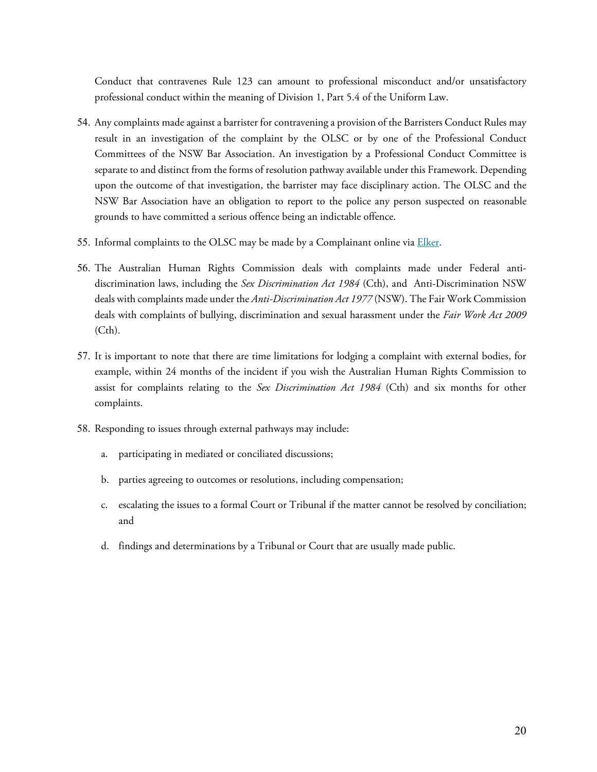Conduct that contravenes Rule 123 can amount to professional misconduct and/or unsatisfactory professional conduct within the meaning of Division 1, Part 5.4 of the Uniform Law.

54. Any complaints made against a barrister for contravening a provision of the Barristers Conduct Rules may result in an investigation of the complaint by the OLSC or by one of the Professional Conduct Committees of the NSW Bar Association. An investigation by a Professional Conduct Committee is separate to and distinct from the forms of resolution pathway available under this Framework. Depending upon the outcome of that investigation, the barrister may face disciplinary action. The OLSC and the NSW Bar Association have an obligation to report to the police any person suspected on reasonable grounds to have committed a serious offence being an indictable offence.

55. Informal complaints to the OLSC may be made by a Complainant online via Elker.

56. The Australian Human Rights Commission deals with complaints made under Federal anti-discrimination laws, including the *Sex Discrimination Act 1984* (Cth), and Anti-Discrimination NSW deals with complaints made under the *Anti-Discrimination Act 1977* (NSW). The Fair Work Commission deals with complaints of bullying, discrimination and sexual harassment under the *Fair Work Act 2009* (Cth).

57. It is important to note that there are time limitations for lodging a complaint with external bodies, for example, within 24 months of the incident if you wish the Australian Human Rights Commission to assist for complaints relating to the *Sex Discrimination Act 1984* (Cth) and six months for other complaints.

58. Responding to issues through external pathways may include:

    a. participating in mediated or conciliated discussions;

    b. parties agreeing to outcomes or resolutions, including compensation;

    c. escalating the issues to a formal Court or Tribunal if the matter cannot be resolved by conciliation; and

    d. findings and determinations by a Tribunal or Court that are usually made public.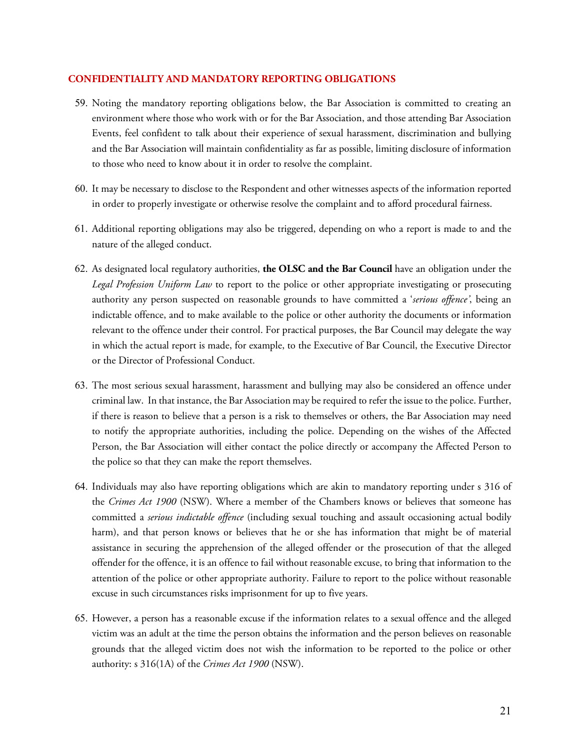## CONFIDENTIALITY AND MANDATORY REPORTING OBLIGATIONS

59. Noting the mandatory reporting obligations below, the Bar Association is committed to creating an environment where those who work with or for the Bar Association, and those attending Bar Association Events, feel confident to talk about their experience of sexual harassment, discrimination and bullying and the Bar Association will maintain confidentiality as far as possible, limiting disclosure of information to those who need to know about it in order to resolve the complaint.

60. It may be necessary to disclose to the Respondent and other witnesses aspects of the information reported in order to properly investigate or otherwise resolve the complaint and to afford procedural fairness.

61. Additional reporting obligations may also be triggered, depending on who a report is made to and the nature of the alleged conduct.

62. As designated local regulatory authorities, **the OLSC and the Bar Council** have an obligation under the *Legal Profession Uniform Law* to report to the police or other appropriate investigating or prosecuting authority any person suspected on reasonable grounds to have committed a '*serious offence'*, being an indictable offence, and to make available to the police or other authority the documents or information relevant to the offence under their control. For practical purposes, the Bar Council may delegate the way in which the actual report is made, for example, to the Executive of Bar Council, the Executive Director or the Director of Professional Conduct.

63. The most serious sexual harassment, harassment and bullying may also be considered an offence under criminal law. In that instance, the Bar Association may be required to refer the issue to the police. Further, if there is reason to believe that a person is a risk to themselves or others, the Bar Association may need to notify the appropriate authorities, including the police. Depending on the wishes of the Affected Person, the Bar Association will either contact the police directly or accompany the Affected Person to the police so that they can make the report themselves.

64. Individuals may also have reporting obligations which are akin to mandatory reporting under s 316 of the *Crimes Act 1900* (NSW). Where a member of the Chambers knows or believes that someone has committed a *serious indictable offence* (including sexual touching and assault occasioning actual bodily harm), and that person knows or believes that he or she has information that might be of material assistance in securing the apprehension of the alleged offender or the prosecution of that the alleged offender for the offence, it is an offence to fail without reasonable excuse, to bring that information to the attention of the police or other appropriate authority. Failure to report to the police without reasonable excuse in such circumstances risks imprisonment for up to five years.

65. However, a person has a reasonable excuse if the information relates to a sexual offence and the alleged victim was an adult at the time the person obtains the information and the person believes on reasonable grounds that the alleged victim does not wish the information to be reported to the police or other authority: s 316(1A) of the *Crimes Act 1900* (NSW).